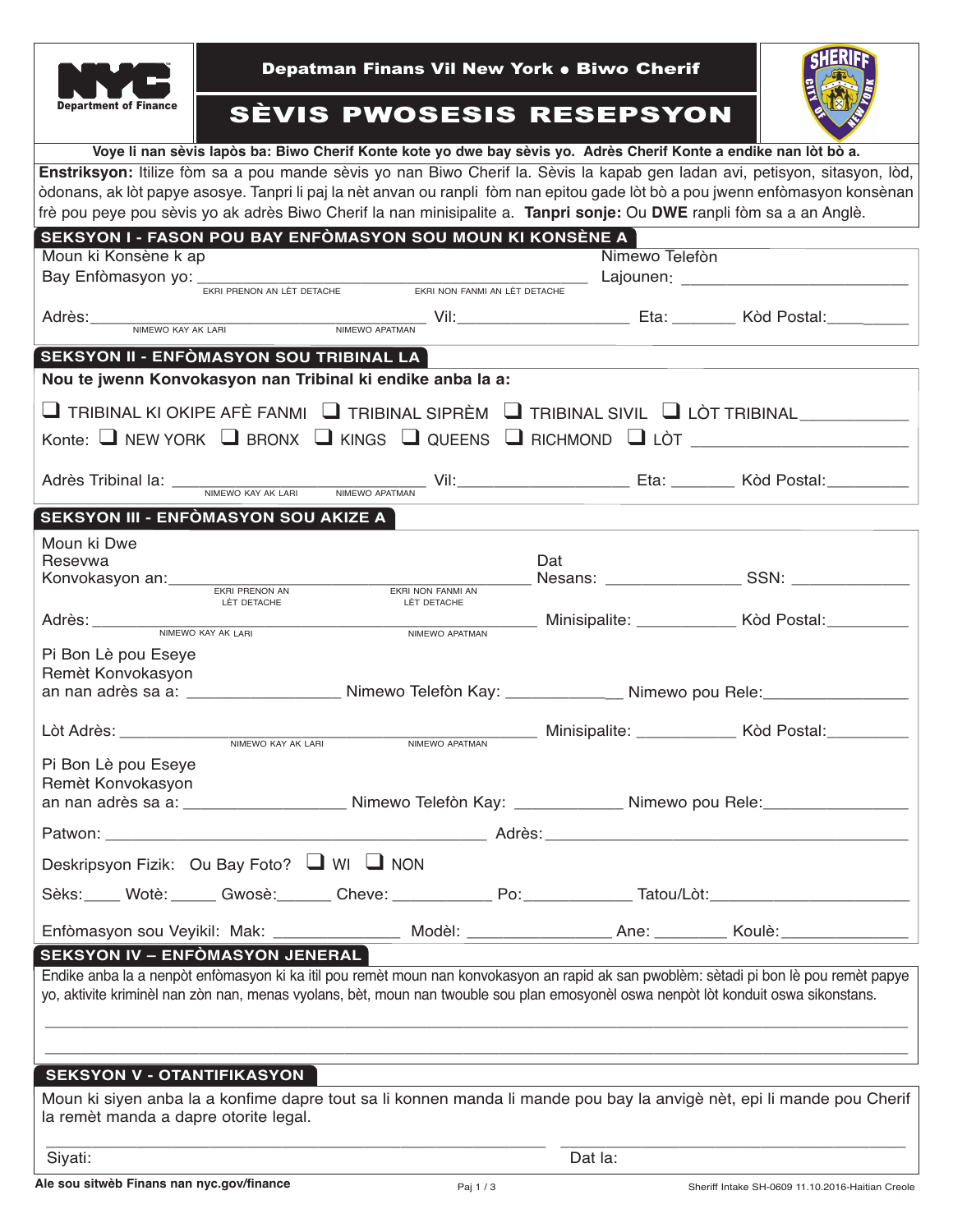NYC Department of Finance

**Depatman Finans Vil New York • Biwo Cherif**

# SÈVIS PWOSESIS RESEPSYON

**Voye li nan sèvis lapòs ba: Biwo Cherif Konte kote yo dwe bay sèvis yo. Adrès Cherif Konte a endike nan lòt bò a.**

**Enstriksyon:** Itilize fòm sa a pou mande sèvis yo nan Biwo Cherif la. Sèvis la kapab gen ladan avi, petisyon, sitasyon, lòd, òdonans, ak lòt papye asosye. Tanpri li paj la nèt anvan ou ranpli fòm nan epitou gade lòt bò a pou jwenn enfòmasyon konsènan frè pou peye pou sèvis yo ak adrès Biwo Cherif la nan minisipalite a. **Tanpri sonje:** Ou **DWE** ranpli fòm sa a an Anglè.

## SEKSYON I - FASON POU BAY ENFÒMASYON SOU MOUN KI KONSÈNE A

Moun ki Konsène k ap Bay Enfòmasyon yo: ______________________ ______________________
EKRI PRENON AN LÈT DETACHE — EKRI NON FANMI AN LÈT DETACHE

Nimewo Telefòn Lajounen: ______________________

Adrès: ______________________ ______________________ Vil: ______________ Eta: ________ Kòd Postal: __________
NIMEWO KAY AK LARI — NIMEWO APATMAN

## SEKSYON II - ENFÒMASYON SOU TRIBINAL LA

**Nou te jwenn Konvokasyon nan Tribinal ki endike anba la a:**

❑ TRIBINAL KI OKIPE AFÈ FANMI ❑ TRIBINAL SIPRÈM ❑ TRIBINAL SIVIL ❑ LÒT TRIBINAL ______________

Konte: ❑ NEW YORK ❑ BRONX ❑ KINGS ❑ QUEENS ❑ RICHMOND ❑ LÒT ______________________

Adrès Tribinal la: ______________________ ______________________ Vil: ______________ Eta: ________ Kòd Postal: __________
NIMEWO KAY AK LARI — NIMEWO APATMAN

## SEKSYON III - ENFÒMASYON SOU AKIZE A

Moun ki Dwe Resevwa Konvokasyon an: ______________________ ______________________
EKRI PRENON AN LÈT DETACHE — EKRI NON FANMI AN LÈT DETACHE

Dat Nesans: ______________ SSN: ______________

Adrès: ______________________ ______________________ Minisipalite: ______________ Kòd Postal: __________
NIMEWO KAY AK LARI — NIMEWO APATMAN

Pi Bon Lè pou Eseye Remèt Konvokasyon an nan adrès sa a: ______________ Nimewo Telefòn Kay: ______________ Nimewo pou Rele: ______________

Lòt Adrès: ______________________ ______________________ Minisipalite: ______________ Kòd Postal: __________
NIMEWO KAY AK LARI — NIMEWO APATMAN

Pi Bon Lè pou Eseye Remèt Konvokasyon an nan adrès sa a: ______________ Nimewo Telefòn Kay: ______________ Nimewo pou Rele: ______________

Patwon: ______________________ Adrès: ______________________

Deskripsyon Fizik: Ou Bay Foto? ❑ WI ❑ NON

Sèks: _____ Wotè: _____ Gwosè: _______ Cheve: __________ Po: __________ Tatou/Lòt: ______________

Enfòmasyon sou Veyikil: Mak: ______________ Modèl: ______________ Ane: ________ Koulè: ______________

## SEKSYON IV – ENFÒMASYON JENERAL

Endike anba la a nenpòt enfòmasyon ki ka itil pou remèt moun nan konvokasyon an rapid ak san pwoblèm: sètadi pi bon lè pou remèt papye yo, aktivite kriminèl nan zòn nan, menas vyolans, bèt, moun nan twouble sou plan emosyonèl oswa nenpòt lòt konduit oswa sikonstans.

______________________________________________________________________

______________________________________________________________________

## SEKSYON V - OTANTIFIKASYON

Moun ki siyen anba la a konfime dapre tout sa li konnen manda li mande pou bay la anvigè nèt, epi li mande pou Cherif la remèt manda a dapre otorite legal.

Siyati: ______________________ Dat la: ______________________

Ale sou sitwèb Finans nan nyc.gov/finance

Sheriff Intake SH-0609 11.10.2016-Haitian Creole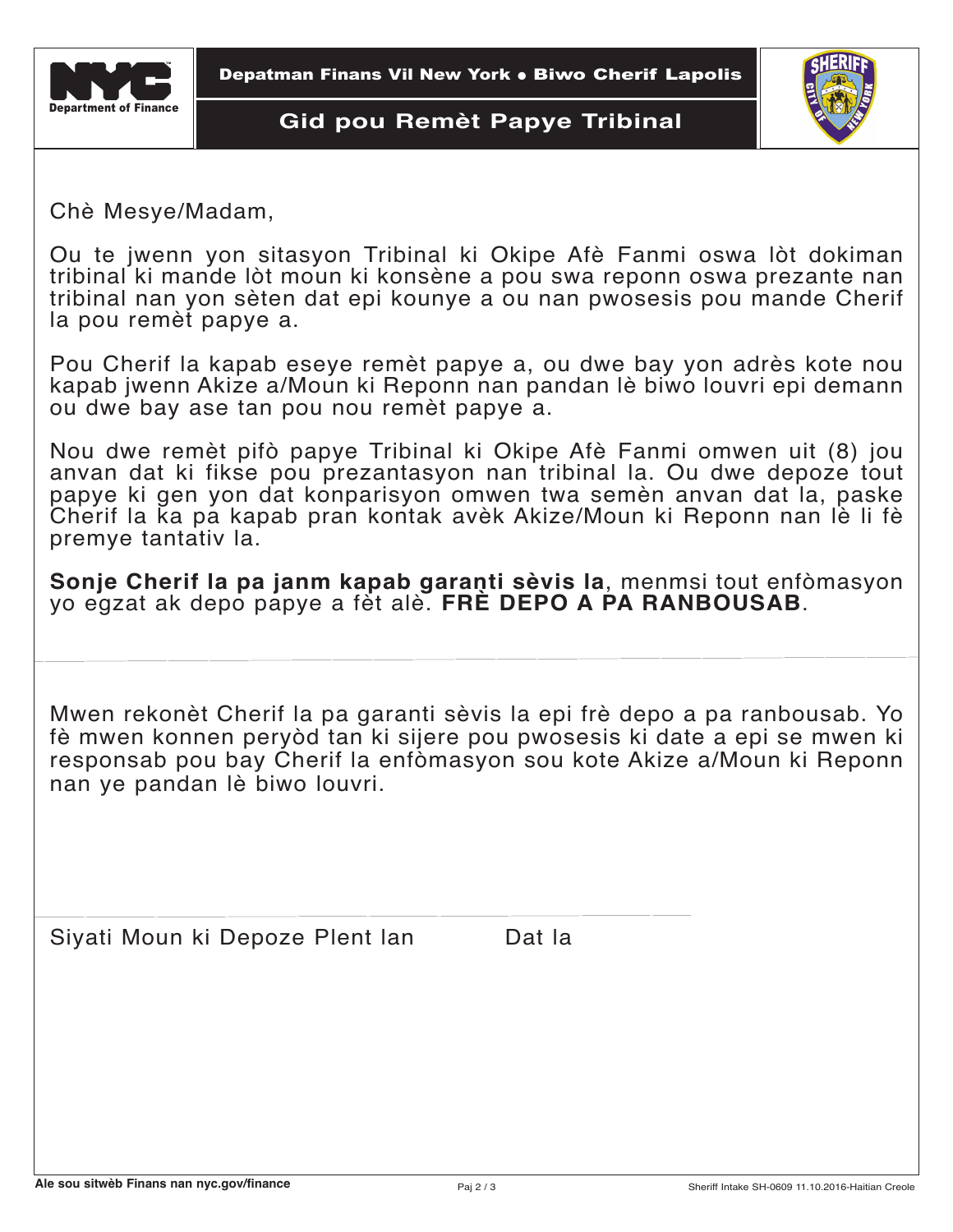**Depatman Finans Vil New York • Biwo Cherif Lapolis**

# Gid pou Remèt Papye Tribinal

Chè Mesye/Madam,

Ou te jwenn yon sitasyon Tribinal ki Okipe Afè Fanmi oswa lòt dokiman tribinal ki mande lòt moun ki konsène a pou swa reponn oswa prezante nan tribinal nan yon sèten dat epi kounye a ou nan pwosesis pou mande Cherif la pou remèt papye a.

Pou Cherif la kapab eseye remèt papye a, ou dwe bay yon adrès kote nou kapab jwenn Akize a/Moun ki Reponn nan pandan lè biwo louvri epi demann ou dwe bay ase tan pou nou remèt papye a.

Nou dwe remèt pifò papye Tribinal ki Okipe Afè Fanmi omwen uit (8) jou anvan dat ki fikse pou prezantasyon nan tribinal la. Ou dwe depoze tout papye ki gen yon dat konparisyon omwen twa semèn anvan dat la, paske Cherif la ka pa kapab pran kontak avèk Akize/Moun ki Reponn nan lè li fè premye tantativ la.

**Sonje Cherif la pa janm kapab garanti sèvis la**, menmsi tout enfòmasyon yo egzat ak depo papye a fèt alè. **FRÈ DEPO A PA RANBOUSAB**.

---

Mwen rekonèt Cherif la pa garanti sèvis la epi frè depo a pa ranbousab. Yo fè mwen konnen peryòd tan ki sijere pou pwosesis ki date a epi se mwen ki responsab pou bay Cherif la enfòmasyon sou kote Akize a/Moun ki Reponn nan ye pandan lè biwo louvri.

\_\_\_\_\_\_\_\_\_\_\_\_\_\_\_\_\_\_\_\_\_\_\_\_\_\_\_\_\_\_\_\_\_\_\_\_\_\_\_\_\_\_\_\_\_\_

Siyati Moun ki Depoze Plent lan          Dat la

Ale sou sitwèb Finans nan nyc.gov/finance

Sheriff Intake SH-0609 11.10.2016-Haitian Creole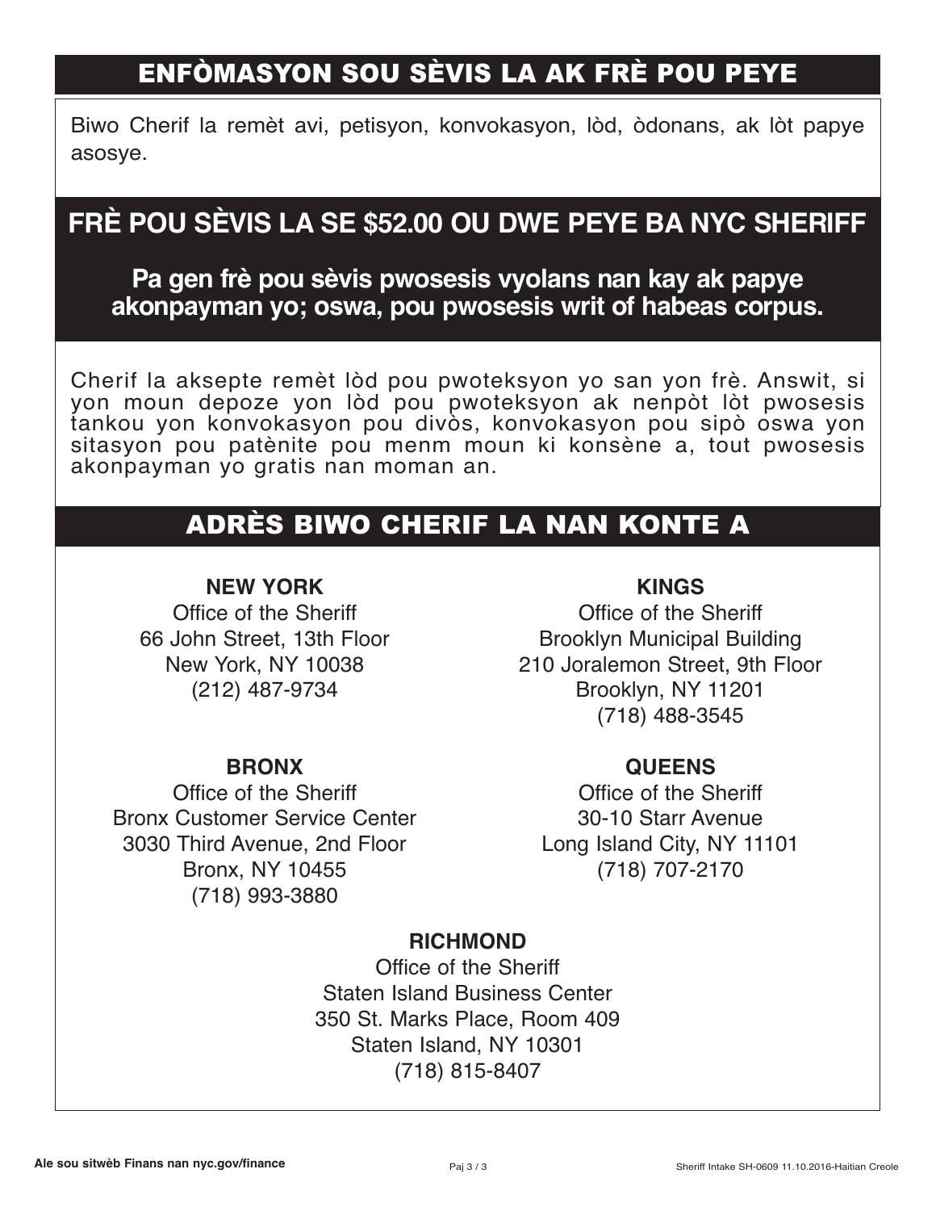## ENFÒMASYON SOU SÈVIS LA AK FRÈ POU PEYE

Biwo Cherif la remèt avi, petisyon, konvokasyon, lòd, òdonans, ak lòt papye asosye.

## FRÈ POU SÈVIS LA SE $52.00 OU DWE PEYE BA NYC SHERIFF

**Pa gen frè pou sèvis pwosesis vyolans nan kay ak papye akonpayman yo; oswa, pou pwosesis writ of habeas corpus.**

Cherif la aksepte remèt lòd pou pwoteksyon yo san yon frè. Answit, si yon moun depoze yon lòd pou pwoteksyon ak nenpòt lòt pwosesis tankou yon konvokasyon pou divòs, konvokasyon pou sipò oswa yon sitasyon pou patènite pou menm moun ki konsène a, tout pwosesis akonpayman yo gratis nan moman an.

## ADRÈS BIWO CHERIF LA NAN KONTE A

**NEW YORK**
Office of the Sheriff
66 John Street, 13th Floor
New York, NY 10038
(212) 487-9734

**KINGS**
Office of the Sheriff
Brooklyn Municipal Building
210 Joralemon Street, 9th Floor
Brooklyn, NY 11201
(718) 488-3545

**BRONX**
Office of the Sheriff
Bronx Customer Service Center
3030 Third Avenue, 2nd Floor
Bronx, NY 10455
(718) 993-3880

**QUEENS**
Office of the Sheriff
30-10 Starr Avenue
Long Island City, NY 11101
(718) 707-2170

**RICHMOND**
Office of the Sheriff
Staten Island Business Center
350 St. Marks Place, Room 409
Staten Island, NY 10301
(718) 815-8407